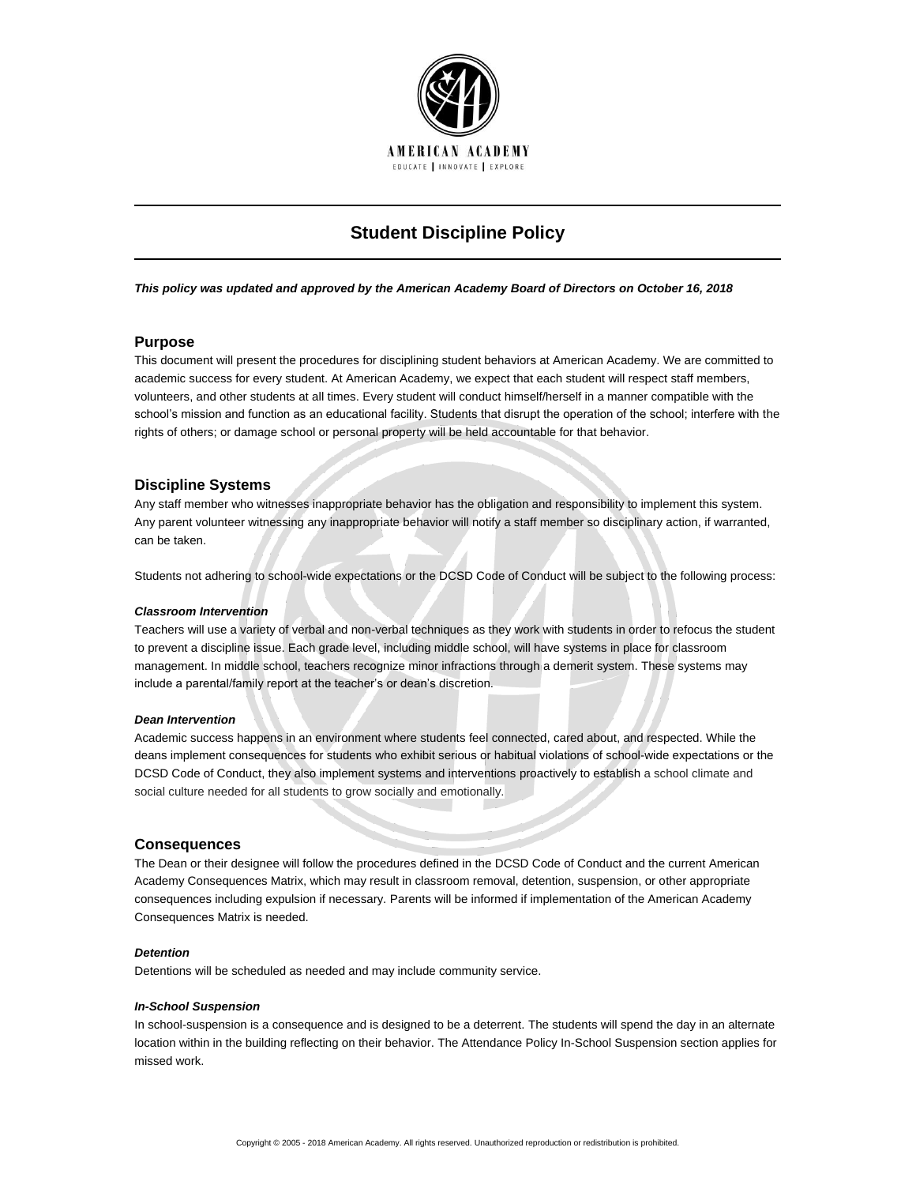AMERICAN ACADEMY

EDUCATE | INNOVATE | EXPLORE

# Student Discipline Policy

***This policy was updated and approved by the American Academy Board of Directors on October 16, 2018***

## Purpose

This document will present the procedures for disciplining student behaviors at American Academy. We are committed to academic success for every student. At American Academy, we expect that each student will respect staff members, volunteers, and other students at all times. Every student will conduct himself/herself in a manner compatible with the school's mission and function as an educational facility. Students that disrupt the operation of the school; interfere with the rights of others; or damage school or personal property will be held accountable for that behavior.

## Discipline Systems

Any staff member who witnesses inappropriate behavior has the obligation and responsibility to implement this system. Any parent volunteer witnessing any inappropriate behavior will notify a staff member so disciplinary action, if warranted, can be taken.

Students not adhering to school-wide expectations or the DCSD Code of Conduct will be subject to the following process:

### *Classroom Intervention*

Teachers will use a variety of verbal and non-verbal techniques as they work with students in order to refocus the student to prevent a discipline issue. Each grade level, including middle school, will have systems in place for classroom management. In middle school, teachers recognize minor infractions through a demerit system. These systems may include a parental/family report at the teacher's or dean's discretion.

### *Dean Intervention*

Academic success happens in an environment where students feel connected, cared about, and respected. While the deans implement consequences for students who exhibit serious or habitual violations of school-wide expectations or the DCSD Code of Conduct, they also implement systems and interventions proactively to establish a school climate and social culture needed for all students to grow socially and emotionally.

## Consequences

The Dean or their designee will follow the procedures defined in the DCSD Code of Conduct and the current American Academy Consequences Matrix, which may result in classroom removal, detention, suspension, or other appropriate consequences including expulsion if necessary. Parents will be informed if implementation of the American Academy Consequences Matrix is needed.

### *Detention*

Detentions will be scheduled as needed and may include community service.

### *In-School Suspension*

In school-suspension is a consequence and is designed to be a deterrent. The students will spend the day in an alternate location within in the building reflecting on their behavior. The Attendance Policy In-School Suspension section applies for missed work.

Copyright © 2005 - 2018 American Academy. All rights reserved. Unauthorized reproduction or redistribution is prohibited.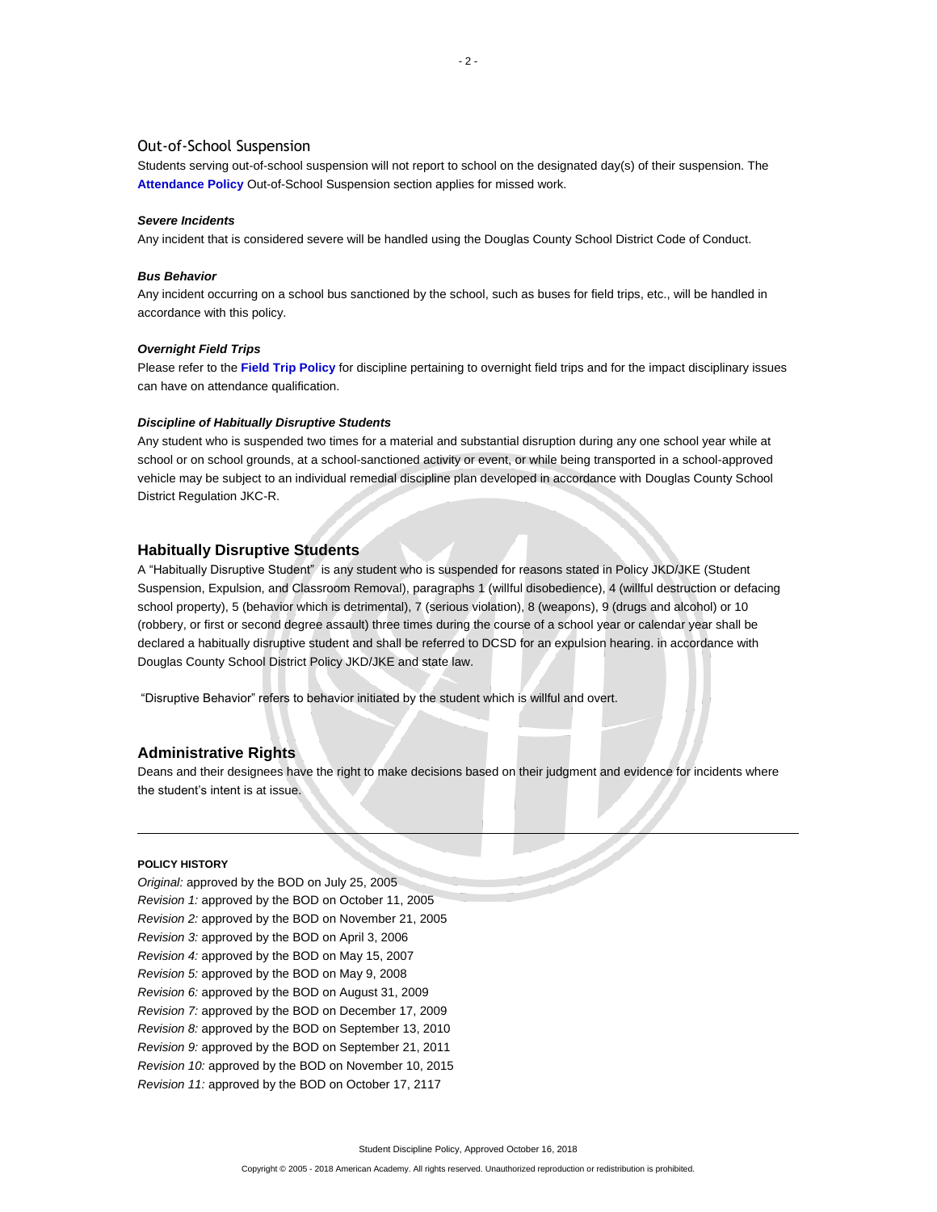### Out-of-School Suspension

Students serving out-of-school suspension will not report to school on the designated day(s) of their suspension. The **Attendance Policy** Out-of-School Suspension section applies for missed work.

***Severe Incidents***

Any incident that is considered severe will be handled using the Douglas County School District Code of Conduct.

***Bus Behavior***

Any incident occurring on a school bus sanctioned by the school, such as buses for field trips, etc., will be handled in accordance with this policy.

***Overnight Field Trips***

Please refer to the **Field Trip Policy** for discipline pertaining to overnight field trips and for the impact disciplinary issues can have on attendance qualification.

***Discipline of Habitually Disruptive Students***

Any student who is suspended two times for a material and substantial disruption during any one school year while at school or on school grounds, at a school-sanctioned activity or event, or while being transported in a school-approved vehicle may be subject to an individual remedial discipline plan developed in accordance with Douglas County School District Regulation JKC-R.

## Habitually Disruptive Students

A "Habitually Disruptive Student" is any student who is suspended for reasons stated in Policy JKD/JKE (Student Suspension, Expulsion, and Classroom Removal), paragraphs 1 (willful disobedience), 4 (willful destruction or defacing school property), 5 (behavior which is detrimental), 7 (serious violation), 8 (weapons), 9 (drugs and alcohol) or 10 (robbery, or first or second degree assault) three times during the course of a school year or calendar year shall be declared a habitually disruptive student and shall be referred to DCSD for an expulsion hearing. in accordance with Douglas County School District Policy JKD/JKE and state law.

"Disruptive Behavior" refers to behavior initiated by the student which is willful and overt.

## Administrative Rights

Deans and their designees have the right to make decisions based on their judgment and evidence for incidents where the student's intent is at issue.

---

**POLICY HISTORY**

*Original:* approved by the BOD on July 25, 2005
*Revision 1:* approved by the BOD on October 11, 2005
*Revision 2:* approved by the BOD on November 21, 2005
*Revision 3:* approved by the BOD on April 3, 2006
*Revision 4:* approved by the BOD on May 15, 2007
*Revision 5:* approved by the BOD on May 9, 2008
*Revision 6:* approved by the BOD on August 31, 2009
*Revision 7:* approved by the BOD on December 17, 2009
*Revision 8:* approved by the BOD on September 13, 2010
*Revision 9:* approved by the BOD on September 21, 2011
*Revision 10:* approved by the BOD on November 10, 2015
*Revision 11:* approved by the BOD on October 17, 2117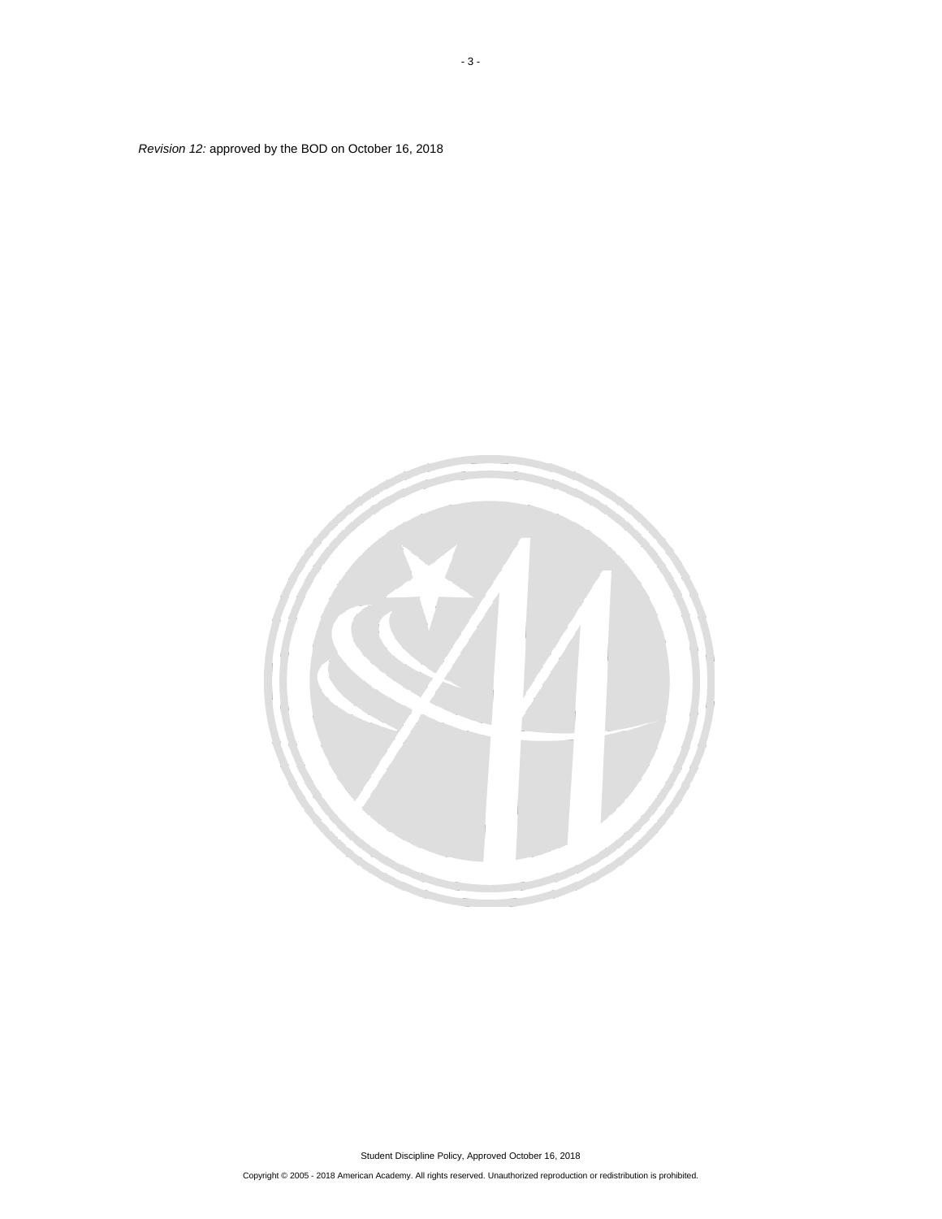*Revision 12:* approved by the BOD on October 16, 2018